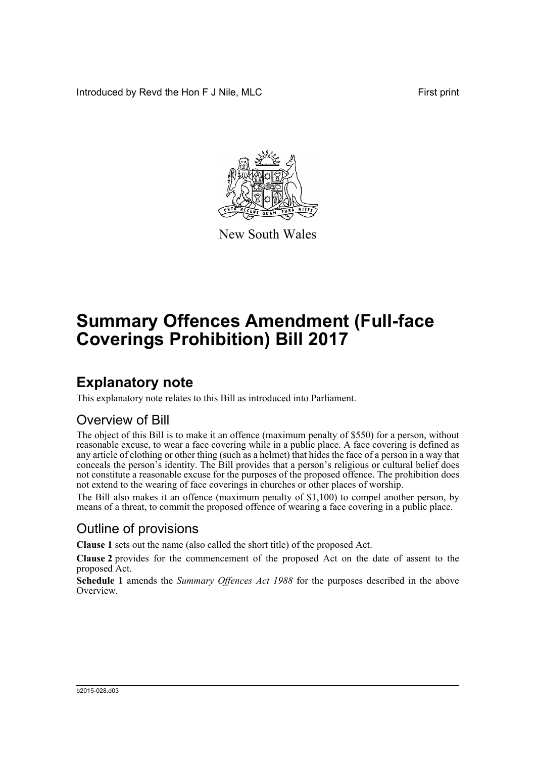Introduced by Revd the Hon F J Nile, MLC

First print

New South Wales

# Summary Offences Amendment (Full-face Coverings Prohibition) Bill 2017

## Explanatory note

This explanatory note relates to this Bill as introduced into Parliament.

### Overview of Bill

The object of this Bill is to make it an offence (maximum penalty of $550) for a person, without reasonable excuse, to wear a face covering while in a public place. A face covering is defined as any article of clothing or other thing (such as a helmet) that hides the face of a person in a way that conceals the person's identity. The Bill provides that a person's religious or cultural belief does not constitute a reasonable excuse for the purposes of the proposed offence. The prohibition does not extend to the wearing of face coverings in churches or other places of worship.

The Bill also makes it an offence (maximum penalty of $1,100) to compel another person, by means of a threat, to commit the proposed offence of wearing a face covering in a public place.

### Outline of provisions

**Clause 1** sets out the name (also called the short title) of the proposed Act.

**Clause 2** provides for the commencement of the proposed Act on the date of assent to the proposed Act.

**Schedule 1** amends the *Summary Offences Act 1988* for the purposes described in the above Overview.

b2015-028.d03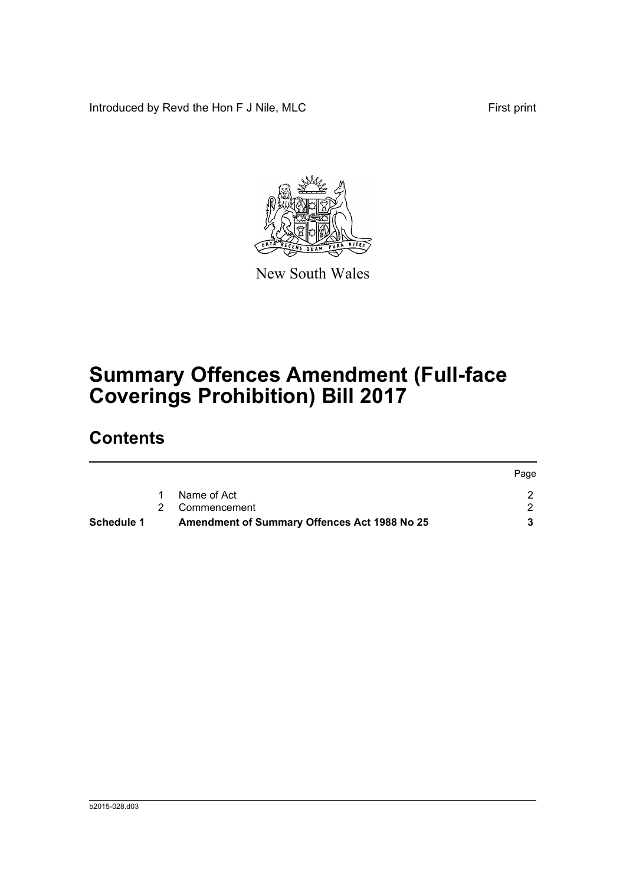Introduced by Revd the Hon F J Nile, MLC

First print

New South Wales

# Summary Offences Amendment (Full-face Coverings Prohibition) Bill 2017

## Contents

| | | | Page |
|---|---|---|---|
| | 1 | Name of Act | 2 |
| | 2 | Commencement | 2 |
| **Schedule 1** | | **Amendment of Summary Offences Act 1988 No 25** | **3** |

b2015-028.d03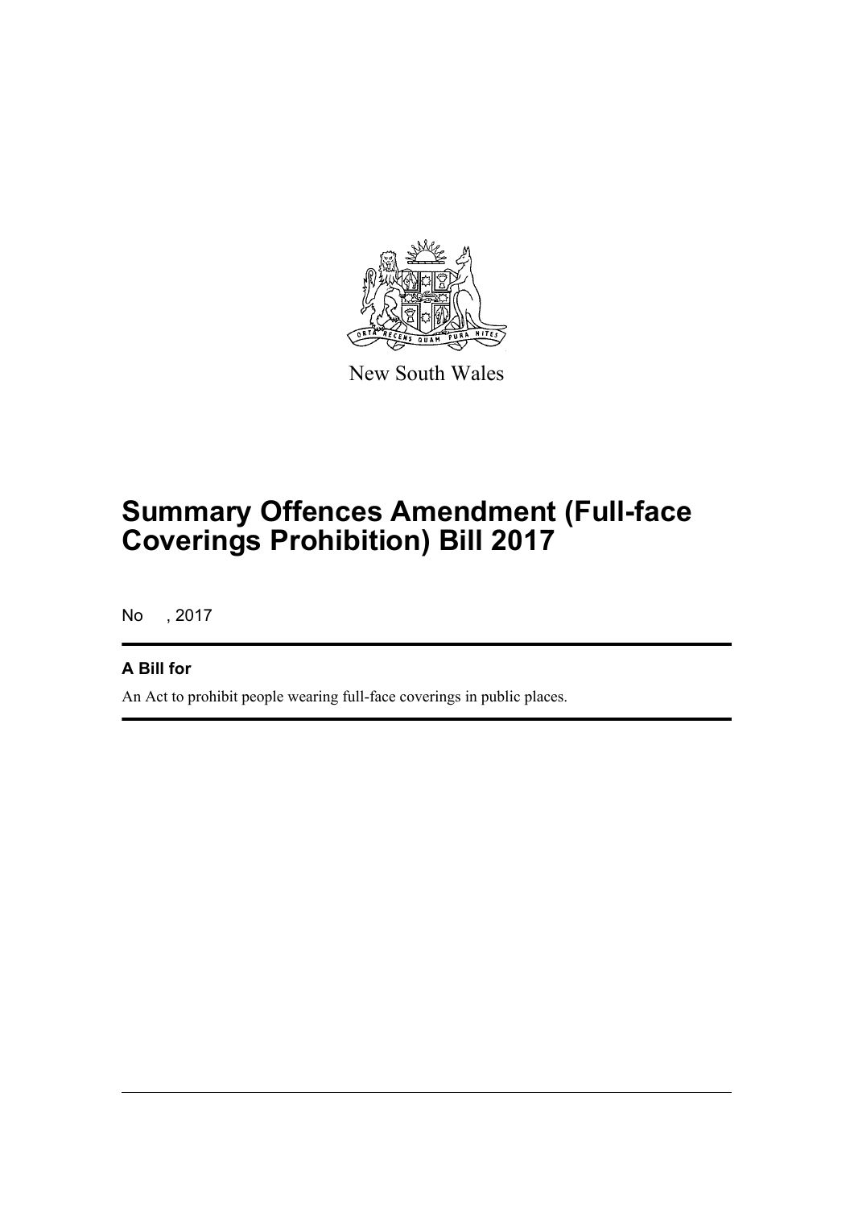New South Wales

# Summary Offences Amendment (Full-face Coverings Prohibition) Bill 2017

No , 2017

## A Bill for

An Act to prohibit people wearing full-face coverings in public places.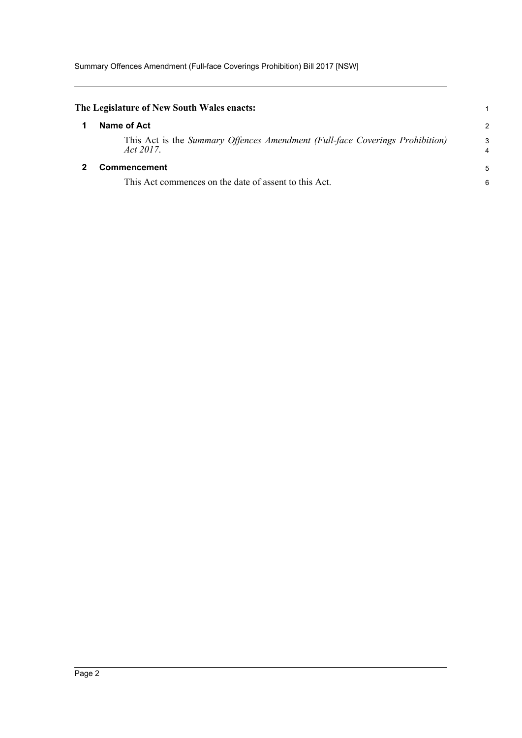**The Legislature of New South Wales enacts:**

## 1 Name of Act

This Act is the *Summary Offences Amendment (Full-face Coverings Prohibition) Act 2017*.

## 2 Commencement

This Act commences on the date of assent to this Act.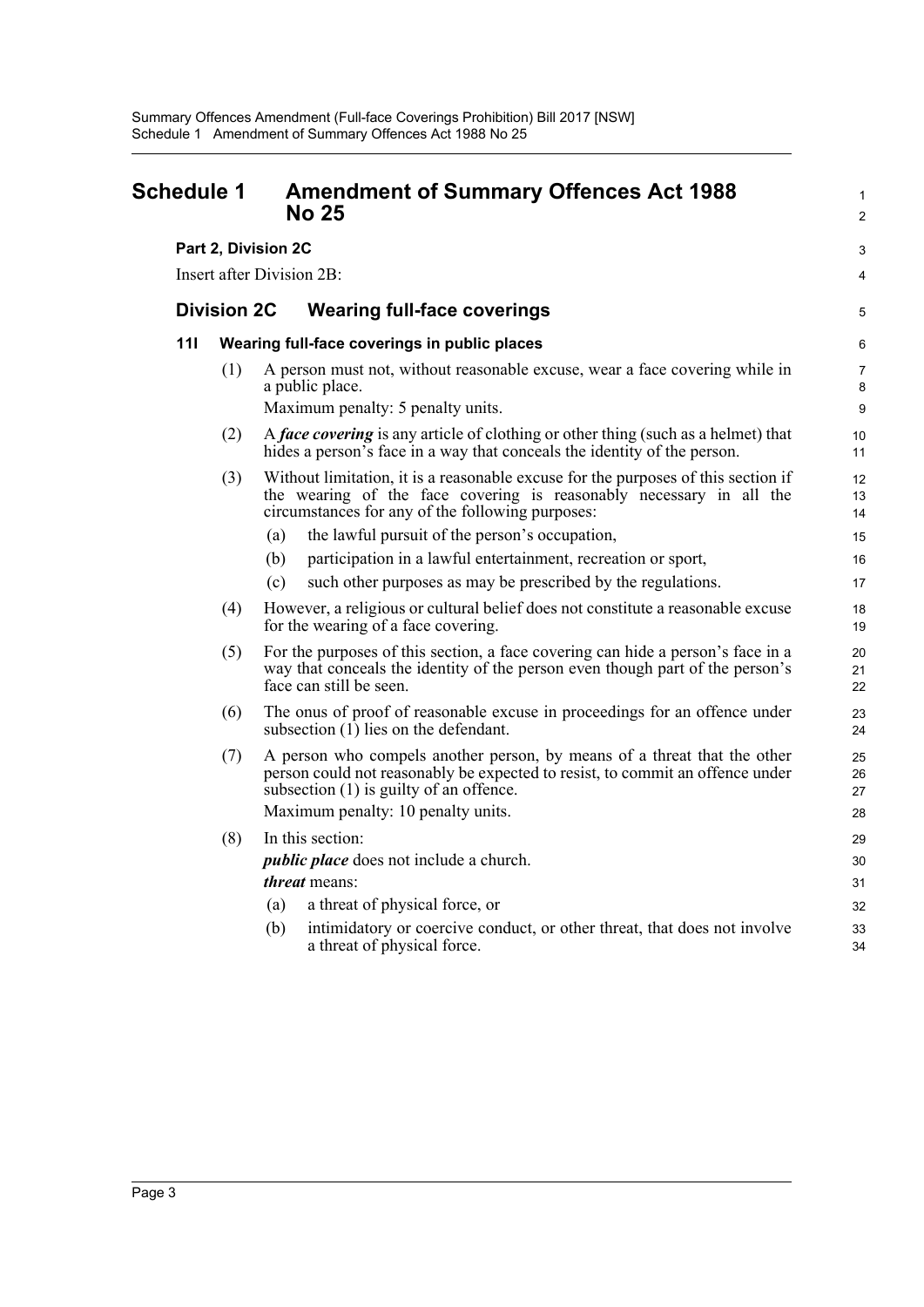# Schedule 1 Amendment of Summary Offences Act 1988 No 25

### Part 2, Division 2C

Insert after Division 2B:

## Division 2C Wearing full-face coverings

### 11I Wearing full-face coverings in public places

(1) A person must not, without reasonable excuse, wear a face covering while in a public place.

Maximum penalty: 5 penalty units.

(2) A ***face covering*** is any article of clothing or other thing (such as a helmet) that hides a person's face in a way that conceals the identity of the person.

(3) Without limitation, it is a reasonable excuse for the purposes of this section if the wearing of the face covering is reasonably necessary in all the circumstances for any of the following purposes:

- (a) the lawful pursuit of the person's occupation,
- (b) participation in a lawful entertainment, recreation or sport,
- (c) such other purposes as may be prescribed by the regulations.

(4) However, a religious or cultural belief does not constitute a reasonable excuse for the wearing of a face covering.

(5) For the purposes of this section, a face covering can hide a person's face in a way that conceals the identity of the person even though part of the person's face can still be seen.

(6) The onus of proof of reasonable excuse in proceedings for an offence under subsection (1) lies on the defendant.

(7) A person who compels another person, by means of a threat that the other person could not reasonably be expected to resist, to commit an offence under subsection (1) is guilty of an offence.

Maximum penalty: 10 penalty units.

(8) In this section:

***public place*** does not include a church.

***threat*** means:

- (a) a threat of physical force, or
- (b) intimidatory or coercive conduct, or other threat, that does not involve a threat of physical force.